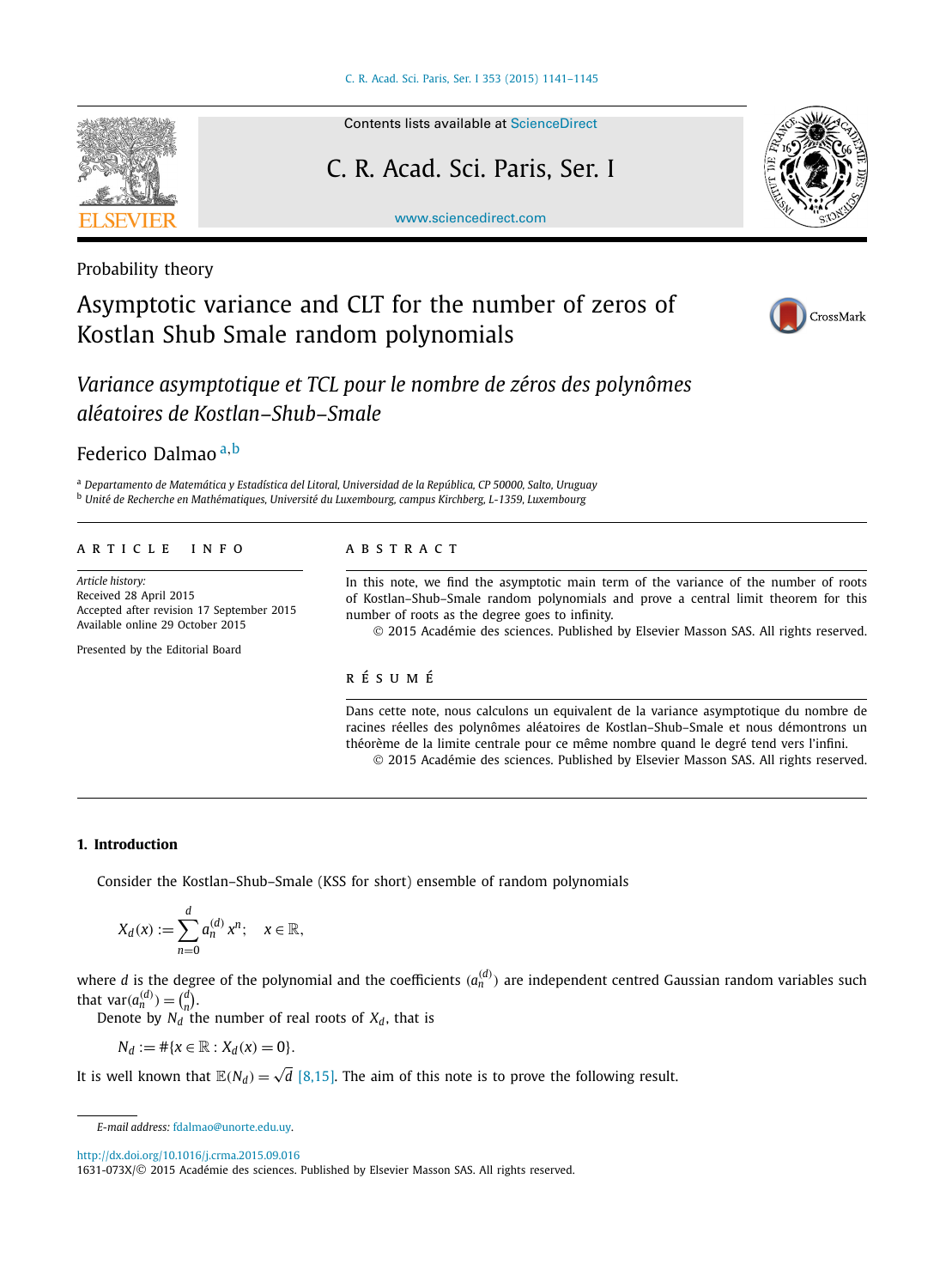Probability theory

# Asymptotic variance and CLT for the number of zeros of Kostlan Shub Smale random polynomials

*Variance asymptotique et TCL pour le nombre de zéros des polynômes aléatoires de Kostlan–Shub–Smale*

Federico Dalmao [a,b]

[a] Departamento de Matemática y Estadística del Litoral, Universidad de la República, CP 50000, Salto, Uruguay
[b] Unité de Recherche en Mathématiques, Université du Luxembourg, campus Kirchberg, L-1359, Luxembourg

**ARTICLE INFO**

*Article history:*
Received 28 April 2015
Accepted after revision 17 September 2015
Available online 29 October 2015

Presented by the Editorial Board

**ABSTRACT**

In this note, we find the asymptotic main term of the variance of the number of roots of Kostlan–Shub–Smale random polynomials and prove a central limit theorem for this number of roots as the degree goes to infinity.

© 2015 Académie des sciences. Published by Elsevier Masson SAS. All rights reserved.

**RÉSUMÉ**

Dans cette note, nous calculons un equivalent de la variance asymptotique du nombre de racines réelles des polynômes aléatoires de Kostlan–Shub–Smale et nous démontrons un théorème de la limite centrale pour ce même nombre quand le degré tend vers l'infini.

© 2015 Académie des sciences. Published by Elsevier Masson SAS. All rights reserved.

## 1. Introduction

Consider the Kostlan–Shub–Smale (KSS for short) ensemble of random polynomials

$$X_d(x) := \sum_{n=0}^{d} a_n^{(d)} x^n; \quad x \in \mathbb{R},$$

where $d$ is the degree of the polynomial and the coefficients $(a_n^{(d)})$ are independent centred Gaussian random variables such that $\mathrm{var}(a_n^{(d)}) = \binom{d}{n}$.

Denote by $N_d$ the number of real roots of $X_d$, that is

$$N_d := \#\{x \in \mathbb{R} : X_d(x) = 0\}.$$

It is well known that $\mathbb{E}(N_d) = \sqrt{d}$ [8,15]. The aim of this note is to prove the following result.

*E-mail address:* fdalmao@unorte.edu.uy.

http://dx.doi.org/10.1016/j.crma.2015.09.016
1631-073X/© 2015 Académie des sciences. Published by Elsevier Masson SAS. All rights reserved.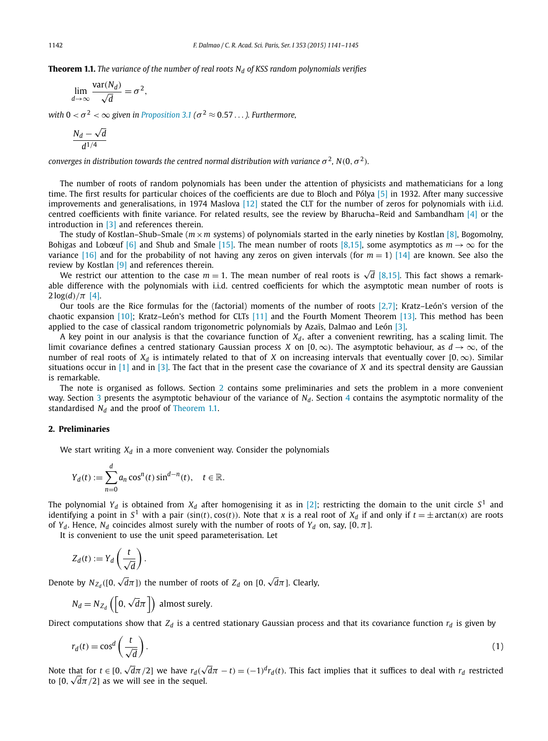**Theorem 1.1.** *The variance of the number of real roots $N_d$ of KSS random polynomials verifies*

$$\lim_{d\to\infty} \frac{\mathrm{var}(N_d)}{\sqrt{d}} = \sigma^2,$$

*with $0 < \sigma^2 < \infty$ given in Proposition 3.1 ($\sigma^2 \approx 0.57\ldots$). Furthermore,*

$$\frac{N_d - \sqrt{d}}{d^{1/4}}$$

*converges in distribution towards the centred normal distribution with variance $\sigma^2$, $N(0, \sigma^2)$.*

The number of roots of random polynomials has been under the attention of physicists and mathematicians for a long time. The first results for particular choices of the coefficients are due to Bloch and Pólya [5] in 1932. After many successive improvements and generalisations, in 1974 Maslova [12] stated the CLT for the number of zeros for polynomials with i.i.d. centred coefficients with finite variance. For related results, see the review by Bharucha–Reid and Sambandham [4] or the introduction in [3] and references therein.

The study of Kostlan–Shub–Smale ($m \times m$ systems) of polynomials started in the early nineties by Kostlan [8], Bogomolny, Bohigas and Lobœuf [6] and Shub and Smale [15]. The mean number of roots [8,15], some asymptotics as $m \to \infty$ for the variance [16] and for the probability of not having any zeros on given intervals (for $m = 1$) [14] are known. See also the review by Kostlan [9] and references therein.

We restrict our attention to the case $m = 1$. The mean number of real roots is $\sqrt{d}$ [8,15]. This fact shows a remarkable difference with the polynomials with i.i.d. centred coefficients for which the asymptotic mean number of roots is $2\log(d)/\pi$ [4].

Our tools are the Rice formulas for the (factorial) moments of the number of roots [2,7]; Kratz–León's version of the chaotic expansion [10]; Kratz–León's method for CLTs [11] and the Fourth Moment Theorem [13]. This method has been applied to the case of classical random trigonometric polynomials by Azaïs, Dalmao and León [3].

A key point in our analysis is that the covariance function of $X_d$, after a convenient rewriting, has a scaling limit. The limit covariance defines a centred stationary Gaussian process $X$ on $[0, \infty)$. The asymptotic behaviour, as $d \to \infty$, of the number of real roots of $X_d$ is intimately related to that of $X$ on increasing intervals that eventually cover $[0, \infty)$. Similar situations occur in [1] and in [3]. The fact that in the present case the covariance of $X$ and its spectral density are Gaussian is remarkable.

The note is organised as follows. Section 2 contains some preliminaries and sets the problem in a more convenient way. Section 3 presents the asymptotic behaviour of the variance of $N_d$. Section 4 contains the asymptotic normality of the standardised $N_d$ and the proof of Theorem 1.1.

## 2. Preliminaries

We start writing $X_d$ in a more convenient way. Consider the polynomials

$$Y_d(t) := \sum_{n=0}^{d} a_n \cos^n(t) \sin^{d-n}(t), \quad t \in \mathbb{R}.$$

The polynomial $Y_d$ is obtained from $X_d$ after homogenising it as in [2]; restricting the domain to the unit circle $S^1$ and identifying a point in $S^1$ with a pair $(\sin(t), \cos(t))$. Note that $x$ is a real root of $X_d$ if and only if $t = \pm\arctan(x)$ are roots of $Y_d$. Hence, $N_d$ coincides almost surely with the number of roots of $Y_d$ on, say, $[0, \pi]$.

It is convenient to use the unit speed parameterisation. Let

$$Z_d(t) := Y_d\left(\frac{t}{\sqrt{d}}\right).$$

Denote by $N_{Z_d}([0, \sqrt{d}\pi])$ the number of roots of $Z_d$ on $[0, \sqrt{d}\pi]$. Clearly,

$$N_d = N_{Z_d}\left(\left[0, \sqrt{d}\pi\right]\right) \text{ almost surely.}$$

Direct computations show that $Z_d$ is a centred stationary Gaussian process and that its covariance function $r_d$ is given by

$$r_d(t) = \cos^d\left(\frac{t}{\sqrt{d}}\right). \tag{1}$$

Note that for $t \in [0, \sqrt{d}\pi/2]$ we have $r_d(\sqrt{d}\pi - t) = (-1)^d r_d(t)$. This fact implies that it suffices to deal with $r_d$ restricted to $[0, \sqrt{d}\pi/2]$ as we will see in the sequel.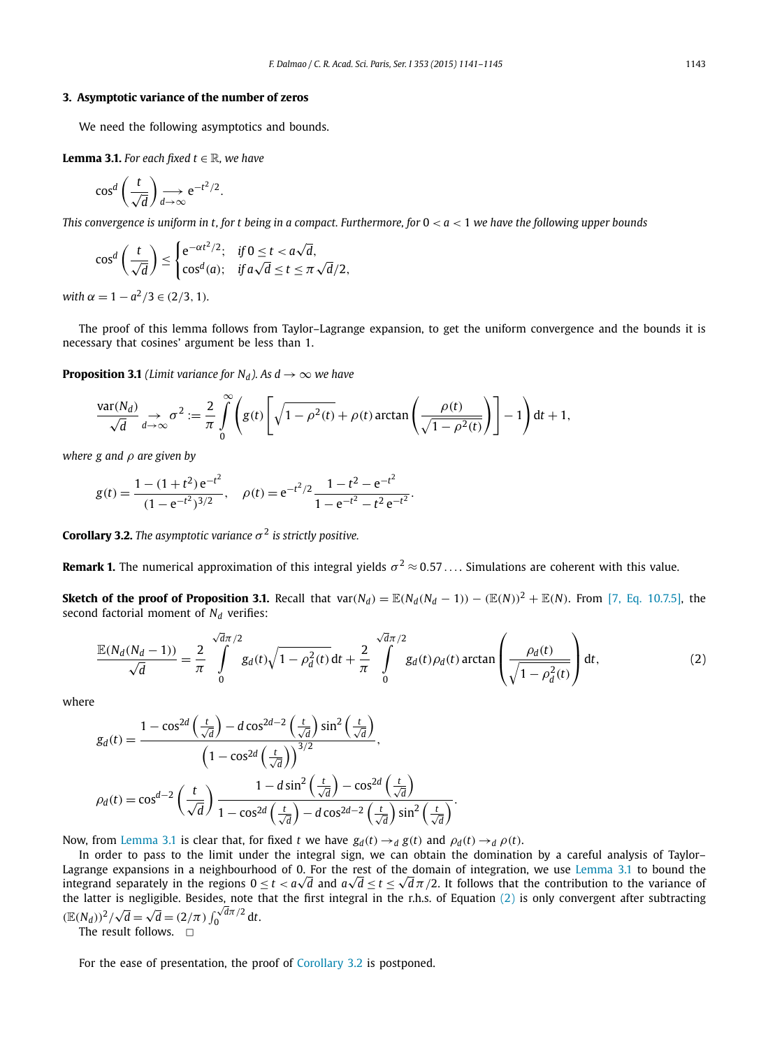## 3. Asymptotic variance of the number of zeros

We need the following asymptotics and bounds.

**Lemma 3.1.** *For each fixed $t \in \mathbb{R}$, we have*

$$\cos^d\left(\frac{t}{\sqrt{d}}\right) \underset{d\to\infty}{\longrightarrow} \mathrm{e}^{-t^2/2}.$$

*This convergence is uniform in $t$, for $t$ being in a compact. Furthermore, for $0 < a < 1$ we have the following upper bounds*

$$\cos^d\left(\frac{t}{\sqrt{d}}\right) \le \begin{cases} \mathrm{e}^{-\alpha t^2/2}; & \text{if } 0 \le t < a\sqrt{d}, \\ \cos^d(a); & \text{if } a\sqrt{d} \le t \le \pi\sqrt{d}/2, \end{cases}$$

*with $\alpha = 1 - a^2/3 \in (2/3, 1)$.*

The proof of this lemma follows from Taylor–Lagrange expansion, to get the uniform convergence and the bounds it is necessary that cosines' argument be less than 1.

**Proposition 3.1** *(Limit variance for $N_d$). As $d \to \infty$ we have*

$$\frac{\operatorname{var}(N_d)}{\sqrt{d}} \underset{d\to\infty}{\to} \sigma^2 := \frac{2}{\pi}\int_0^\infty \left( g(t)\left[\sqrt{1-\rho^2(t)} + \rho(t)\arctan\left(\frac{\rho(t)}{\sqrt{1-\rho^2(t)}}\right)\right] - 1\right)\mathrm{d}t + 1,$$

*where $g$ and $\rho$ are given by*

$$g(t) = \frac{1-(1+t^2)\,\mathrm{e}^{-t^2}}{(1-\mathrm{e}^{-t^2})^{3/2}}, \quad \rho(t) = \mathrm{e}^{-t^2/2}\,\frac{1-t^2-\mathrm{e}^{-t^2}}{1-\mathrm{e}^{-t^2}-t^2\,\mathrm{e}^{-t^2}}.$$

**Corollary 3.2.** *The asymptotic variance $\sigma^2$ is strictly positive.*

**Remark 1.** The numerical approximation of this integral yields $\sigma^2 \approx 0.57\ldots$. Simulations are coherent with this value.

**Sketch of the proof of Proposition 3.1.** Recall that $\operatorname{var}(N_d) = \mathbb{E}(N_d(N_d-1)) - (\mathbb{E}(N))^2 + \mathbb{E}(N)$. From [7, Eq. 10.7.5], the second factorial moment of $N_d$ verifies:

$$\frac{\mathbb{E}(N_d(N_d-1))}{\sqrt{d}} = \frac{2}{\pi}\int_0^{\sqrt{d}\pi/2} g_d(t)\sqrt{1-\rho_d^2(t)}\,\mathrm{d}t + \frac{2}{\pi}\int_0^{\sqrt{d}\pi/2} g_d(t)\rho_d(t)\arctan\left(\frac{\rho_d(t)}{\sqrt{1-\rho_d^2(t)}}\right)\mathrm{d}t, \tag{2}$$

where

$$g_d(t) = \frac{1-\cos^{2d}\left(\frac{t}{\sqrt{d}}\right) - d\cos^{2d-2}\left(\frac{t}{\sqrt{d}}\right)\sin^2\left(\frac{t}{\sqrt{d}}\right)}{\left(1-\cos^{2d}\left(\frac{t}{\sqrt{d}}\right)\right)^{3/2}},$$

$$\rho_d(t) = \cos^{d-2}\left(\frac{t}{\sqrt{d}}\right)\frac{1-d\sin^2\left(\frac{t}{\sqrt{d}}\right)-\cos^{2d}\left(\frac{t}{\sqrt{d}}\right)}{1-\cos^{2d}\left(\frac{t}{\sqrt{d}}\right)-d\cos^{2d-2}\left(\frac{t}{\sqrt{d}}\right)\sin^2\left(\frac{t}{\sqrt{d}}\right)}.$$

Now, from Lemma 3.1 is clear that, for fixed $t$ we have $g_d(t) \to_d g(t)$ and $\rho_d(t) \to_d \rho(t)$.

In order to pass to the limit under the integral sign, we can obtain the domination by a careful analysis of Taylor–Lagrange expansions in a neighbourhood of 0. For the rest of the domain of integration, we use Lemma 3.1 to bound the integrand separately in the regions $0 \le t < a\sqrt{d}$ and $a\sqrt{d} \le t \le \sqrt{d}\pi/2$. It follows that the contribution to the variance of the latter is negligible. Besides, note that the first integral in the r.h.s. of Equation (2) is only convergent after subtracting $(\mathbb{E}(N_d))^2/\sqrt{d} = \sqrt{d} = (2/\pi)\int_0^{\sqrt{d}\pi/2}\mathrm{d}t$.

The result follows. □

For the ease of presentation, the proof of Corollary 3.2 is postponed.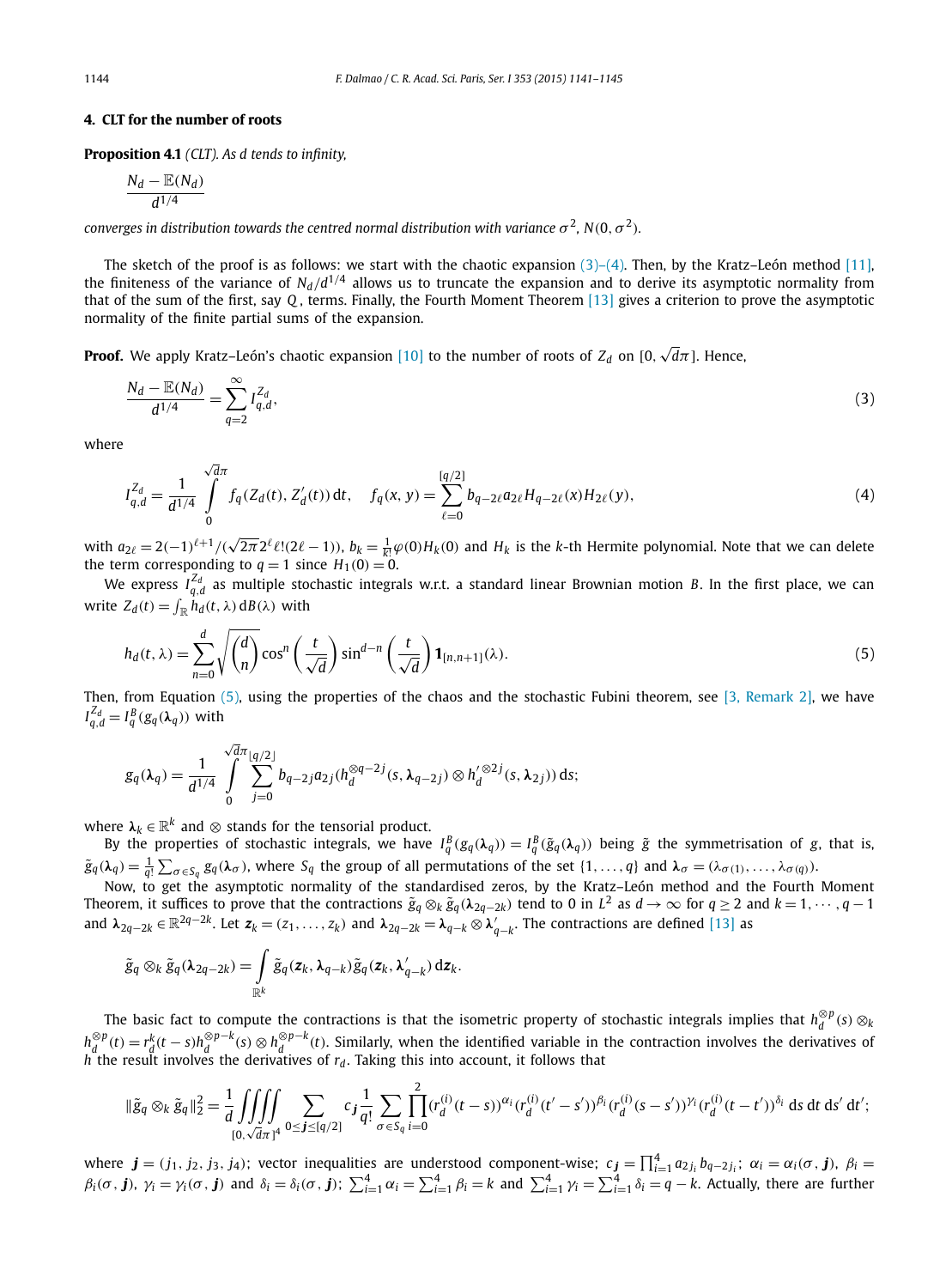## 4. CLT for the number of roots

**Proposition 4.1** *(CLT). As d tends to infinity,*

$$\frac{N_d - \mathbb{E}(N_d)}{d^{1/4}}$$

*converges in distribution towards the centred normal distribution with variance $\sigma^2$, $N(0, \sigma^2)$.*

The sketch of the proof is as follows: we start with the chaotic expansion (3)–(4). Then, by the Kratz–León method [11], the finiteness of the variance of $N_d/d^{1/4}$ allows us to truncate the expansion and to derive its asymptotic normality from that of the sum of the first, say $Q$, terms. Finally, the Fourth Moment Theorem [13] gives a criterion to prove the asymptotic normality of the finite partial sums of the expansion.

**Proof.** We apply Kratz–León's chaotic expansion [10] to the number of roots of $Z_d$ on $[0, \sqrt{d}\pi]$. Hence,

$$\frac{N_d - \mathbb{E}(N_d)}{d^{1/4}} = \sum_{q=2}^{\infty} I_{q,d}^{Z_d}, \tag{3}$$

where

$$I_{q,d}^{Z_d} = \frac{1}{d^{1/4}} \int_0^{\sqrt{d}\pi} f_q(Z_d(t), Z_d'(t))\, \mathrm{d}t, \quad f_q(x, y) = \sum_{\ell=0}^{[q/2]} b_{q-2\ell} a_{2\ell} H_{q-2\ell}(x) H_{2\ell}(y), \tag{4}$$

with $a_{2\ell} = 2(-1)^{\ell+1}/(\sqrt{2\pi}2^\ell \ell!(2\ell-1))$, $b_k = \frac{1}{k!}\varphi(0)H_k(0)$ and $H_k$ is the $k$-th Hermite polynomial. Note that we can delete the term corresponding to $q=1$ since $H_1(0) = 0$.

We express $I_{q,d}^{Z_d}$ as multiple stochastic integrals w.r.t. a standard linear Brownian motion $B$. In the first place, we can write $Z_d(t) = \int_{\mathbb{R}} h_d(t, \lambda)\, \mathrm{d}B(\lambda)$ with

$$h_d(t, \lambda) = \sum_{n=0}^{d} \sqrt{\binom{d}{n}} \cos^n\left(\frac{t}{\sqrt{d}}\right) \sin^{d-n}\left(\frac{t}{\sqrt{d}}\right) \mathbf{1}_{[n,n+1]}(\lambda). \tag{5}$$

Then, from Equation (5), using the properties of the chaos and the stochastic Fubini theorem, see [3, Remark 2], we have $I_{q,d}^{Z_d} = I_q^B(g_q(\boldsymbol{\lambda}_q))$ with

$$g_q(\boldsymbol{\lambda}_q) = \frac{1}{d^{1/4}} \int_0^{\sqrt{d}\pi} \sum_{j=0}^{[q/2]} b_{q-2j} a_{2j} (h_d^{\otimes q-2j}(s, \boldsymbol{\lambda}_{q-2j}) \otimes h_d'^{\otimes 2j}(s, \boldsymbol{\lambda}_{2j}))\, \mathrm{d}s;$$

where $\boldsymbol{\lambda}_k \in \mathbb{R}^k$ and $\otimes$ stands for the tensorial product.

By the properties of stochastic integrals, we have $I_q^B(g_q(\boldsymbol{\lambda}_q)) = I_q^B(\tilde{g}_q(\boldsymbol{\lambda}_q))$ being $\tilde{g}$ the symmetrisation of $g$, that is, $\tilde{g}_q(\boldsymbol{\lambda}_q) = \frac{1}{q!}\sum_{\sigma \in S_q} g_q(\boldsymbol{\lambda}_\sigma)$, where $S_q$ the group of all permutations of the set $\{1, \ldots, q\}$ and $\boldsymbol{\lambda}_\sigma = (\lambda_{\sigma(1)}, \ldots, \lambda_{\sigma(q)})$.

Now, to get the asymptotic normality of the standardised zeros, by the Kratz–León method and the Fourth Moment Theorem, it suffices to prove that the contractions $\tilde{g}_q \otimes_k \tilde{g}_q(\boldsymbol{\lambda}_{2q-2k})$ tend to 0 in $L^2$ as $d \to \infty$ for $q \geq 2$ and $k = 1, \cdots, q-1$ and $\boldsymbol{\lambda}_{2q-2k} \in \mathbb{R}^{2q-2k}$. Let $\boldsymbol{z}_k = (z_1, \ldots, z_k)$ and $\boldsymbol{\lambda}_{2q-2k} = \boldsymbol{\lambda}_{q-k} \otimes \boldsymbol{\lambda}'_{q-k}$. The contractions are defined [13] as

$$\tilde{g}_q \otimes_k \tilde{g}_q(\boldsymbol{\lambda}_{2q-2k}) = \int_{\mathbb{R}^k} \tilde{g}_q(\boldsymbol{z}_k, \boldsymbol{\lambda}_{q-k}) \tilde{g}_q(\boldsymbol{z}_k, \boldsymbol{\lambda}'_{q-k})\, \mathrm{d}\boldsymbol{z}_k.$$

The basic fact to compute the contractions is that the isometric property of stochastic integrals implies that $h_d^{\otimes p}(s) \otimes_k h_d^{\otimes p}(t) = r_d^k(t-s) h_d^{\otimes p-k}(s) \otimes h_d^{\otimes p-k}(t)$. Similarly, when the identified variable in the contraction involves the derivatives of $h$ the result involves the derivatives of $r_d$. Taking this into account, it follows that

$$\|\tilde{g}_q \otimes_k \tilde{g}_q\|_2^2 = \frac{1}{d} \iiiint_{[0,\sqrt{d}\pi]^4} \sum_{0 \leq \boldsymbol{j} \leq [q/2]} c_{\boldsymbol{j}} \frac{1}{q!} \sum_{\sigma \in S_q} \prod_{i=0}^{2} (r_d^{(i)}(t-s))^{\alpha_i} (r_d^{(i)}(t'-s'))^{\beta_i} (r_d^{(i)}(s-s'))^{\gamma_i} (r_d^{(i)}(t-t'))^{\delta_i}\, \mathrm{d}s\, \mathrm{d}t\, \mathrm{d}s'\, \mathrm{d}t';$$

where $\boldsymbol{j} = (j_1, j_2, j_3, j_4)$; vector inequalities are understood component-wise; $c_{\boldsymbol{j}} = \prod_{i=1}^4 a_{2j_i} b_{q-2j_i}$; $\alpha_i = \alpha_i(\sigma, \boldsymbol{j})$, $\beta_i = \beta_i(\sigma, \boldsymbol{j})$, $\gamma_i = \gamma_i(\sigma, \boldsymbol{j})$ and $\delta_i = \delta_i(\sigma, \boldsymbol{j})$; $\sum_{i=1}^4 \alpha_i = \sum_{i=1}^4 \beta_i = k$ and $\sum_{i=1}^4 \gamma_i = \sum_{i=1}^4 \delta_i = q-k$. Actually, there are further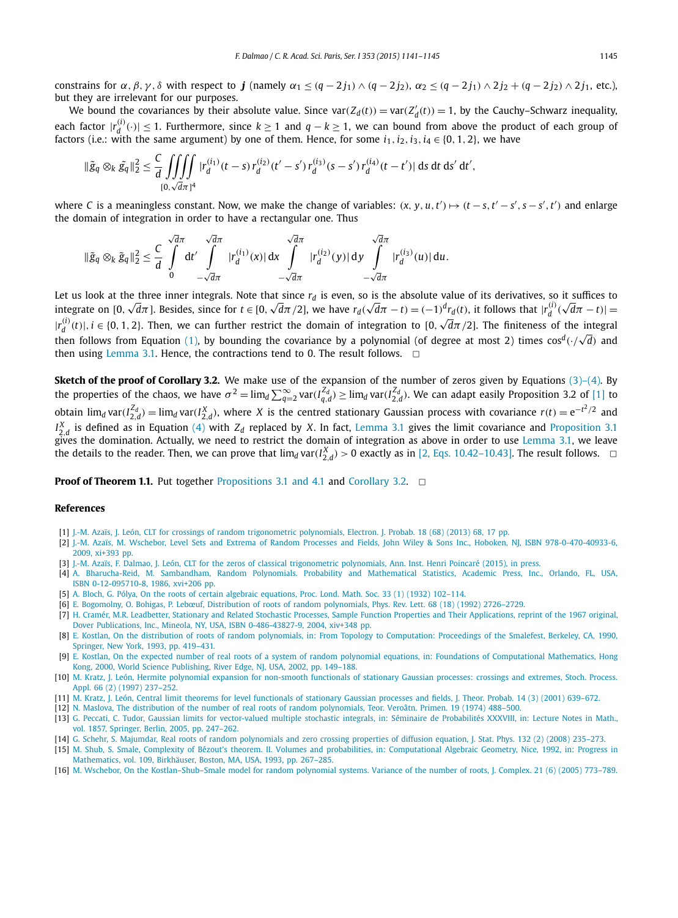constrains for $\alpha, \beta, \gamma, \delta$ with respect to $\boldsymbol{j}$ (namely $\alpha_1 \le (q-2j_1) \wedge (q-2j_2)$, $\alpha_2 \le (q-2j_1) \wedge 2j_2 + (q-2j_2) \wedge 2j_1$, etc.), but they are irrelevant for our purposes.

We bound the covariances by their absolute value. Since $\operatorname{var}(Z_d(t)) = \operatorname{var}(Z'_d(t)) = 1$, by the Cauchy–Schwarz inequality, each factor $|r_d^{(i)}(\cdot)| \le 1$. Furthermore, since $k \ge 1$ and $q - k \ge 1$, we can bound from above the product of each group of factors (i.e.: with the same argument) by one of them. Hence, for some $i_1, i_2, i_3, i_4 \in \{0, 1, 2\}$, we have

$$\|\tilde{g}_q \otimes_k \tilde{g}_q\|_2^2 \le \frac{C}{d} \iiiint\limits_{[0,\sqrt{d}\pi]^4} |r_d^{(i_1)}(t-s)\, r_d^{(i_2)}(t'-s')\, r_d^{(i_3)}(s-s')\, r_d^{(i_4)}(t-t')|\, \mathrm{d}s\, \mathrm{d}t\, \mathrm{d}s'\, \mathrm{d}t',$$

where $C$ is a meaningless constant. Now, we make the change of variables: $(x, y, u, t') \mapsto (t-s, t'-s', s-s', t')$ and enlarge the domain of integration in order to have a rectangular one. Thus

$$\|\tilde{g}_q \otimes_k \tilde{g}_q\|_2^2 \le \frac{C}{d} \int_0^{\sqrt{d}\pi} \mathrm{d}t' \int_{-\sqrt{d}\pi}^{\sqrt{d}\pi} |r_d^{(i_1)}(x)|\, \mathrm{d}x \int_{-\sqrt{d}\pi}^{\sqrt{d}\pi} |r_d^{(i_2)}(y)|\, \mathrm{d}y \int_{-\sqrt{d}\pi}^{\sqrt{d}\pi} |r_d^{(i_3)}(u)|\, \mathrm{d}u.$$

Let us look at the three inner integrals. Note that since $r_d$ is even, so is the absolute value of its derivatives, so it suffices to integrate on $[0, \sqrt{d}\pi]$. Besides, since for $t \in [0, \sqrt{d}\pi/2]$, we have $r_d(\sqrt{d}\pi - t) = (-1)^d r_d(t)$, it follows that $|r_d^{(i)}(\sqrt{d}\pi - t)| = |r_d^{(i)}(t)|$, $i \in \{0, 1, 2\}$. Then, we can further restrict the domain of integration to $[0, \sqrt{d}\pi/2]$. The finiteness of the integral then follows from Equation (1), by bounding the covariance by a polynomial (of degree at most 2) times $\cos^d(\cdot/\sqrt{d})$ and then using Lemma 3.1. Hence, the contractions tend to 0. The result follows. $\square$

**Sketch of the proof of Corollary 3.2.** We make use of the expansion of the number of zeros given by Equations (3)–(4). By the properties of the chaos, we have $\sigma^2 = \lim_d \sum_{q=2}^{\infty} \operatorname{var}(I_{q,d}^{Z_d}) \ge \lim_d \operatorname{var}(I_{2,d}^{Z_d})$. We can adapt easily Proposition 3.2 of [1] to obtain $\lim_d \operatorname{var}(I_{2,d}^{Z_d}) = \lim_d \operatorname{var}(I_{2,d}^{X})$, where $X$ is the centred stationary Gaussian process with covariance $r(t) = \mathrm{e}^{-t^2/2}$ and $I_{2,d}^X$ is defined as in Equation (4) with $Z_d$ replaced by $X$. In fact, Lemma 3.1 gives the limit covariance and Proposition 3.1 gives the domination. Actually, we need to restrict the domain of integration as above in order to use Lemma 3.1, we leave the details to the reader. Then, we can prove that $\lim_d \operatorname{var}(I_{2,d}^X) > 0$ exactly as in [2, Eqs. 10.42–10.43]. The result follows. $\square$

**Proof of Theorem 1.1.** Put together Propositions 3.1 and 4.1 and Corollary 3.2. $\square$

## References

[1] J.-M. Azaïs, J. León, CLT for crossings of random trigonometric polynomials, Electron. J. Probab. 18 (68) (2013) 68, 17 pp.

[2] J.-M. Azaïs, M. Wschebor, Level Sets and Extrema of Random Processes and Fields, John Wiley & Sons Inc., Hoboken, NJ, ISBN 978-0-470-40933-6, 2009, xi+393 pp.

[3] J.-M. Azaïs, F. Dalmao, J. León, CLT for the zeros of classical trigonometric polynomials, Ann. Inst. Henri Poincaré (2015), in press.

[4] A. Bharucha-Reid, M. Sambandham, Random Polynomials. Probability and Mathematical Statistics, Academic Press, Inc., Orlando, FL, USA, ISBN 0-12-095710-8, 1986, xvi+206 pp.

[5] A. Bloch, G. Pólya, On the roots of certain algebraic equations, Proc. Lond. Math. Soc. 33 (1) (1932) 102–114.

[6] E. Bogomolny, O. Bohigas, P. Lebœuf, Distribution of roots of random polynomials, Phys. Rev. Lett. 68 (18) (1992) 2726–2729.

[7] H. Cramér, M.R. Leadbetter, Stationary and Related Stochastic Processes, Sample Function Properties and Their Applications, reprint of the 1967 original, Dover Publications, Inc., Mineola, NY, USA, ISBN 0-486-43827-9, 2004, xiv+348 pp.

[8] E. Kostlan, On the distribution of roots of random polynomials, in: From Topology to Computation: Proceedings of the Smalefest, Berkeley, CA, 1990, Springer, New York, 1993, pp. 419–431.

[9] E. Kostlan, On the expected number of real roots of a system of random polynomial equations, in: Foundations of Computational Mathematics, Hong Kong, 2000, World Science Publishing, River Edge, NJ, USA, 2002, pp. 149–188.

[10] M. Kratz, J. León, Hermite polynomial expansion for non-smooth functionals of stationary Gaussian processes: crossings and extremes, Stoch. Process. Appl. 66 (2) (1997) 237–252.

[11] M. Kratz, J. León, Central limit theorems for level functionals of stationary Gaussian processes and fields, J. Theor. Probab. 14 (3) (2001) 639–672.

[12] N. Maslova, The distribution of the number of real roots of random polynomials, Teor. Veroâtn. Primen. 19 (1974) 488–500.

[13] G. Peccati, C. Tudor, Gaussian limits for vector-valued multiple stochastic integrals, in: Séminaire de Probabilités XXXVIII, in: Lecture Notes in Math., vol. 1857, Springer, Berlin, 2005, pp. 247–262.

[14] G. Schehr, S. Majumdar, Real roots of random polynomials and zero crossing properties of diffusion equation, J. Stat. Phys. 132 (2) (2008) 235–273.

[15] M. Shub, S. Smale, Complexity of Bézout's theorem. II. Volumes and probabilities, in: Computational Algebraic Geometry, Nice, 1992, in: Progress in Mathematics, vol. 109, Birkhäuser, Boston, MA, USA, 1993, pp. 267–285.

[16] M. Wschebor, On the Kostlan–Shub–Smale model for random polynomial systems. Variance of the number of roots, J. Complex. 21 (6) (2005) 773–789.